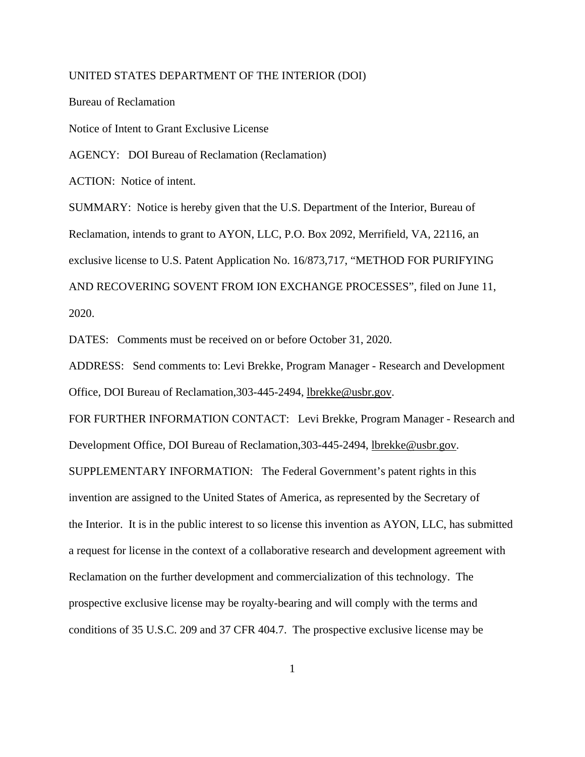UNITED STATES DEPARTMENT OF THE INTERIOR (DOI)

Bureau of Reclamation

Notice of Intent to Grant Exclusive License

AGENCY: DOI Bureau of Reclamation (Reclamation)

ACTION: Notice of intent.

SUMMARY: Notice is hereby given that the U.S. Department of the Interior, Bureau of Reclamation, intends to grant to AYON, LLC, P.O. Box 2092, Merrifield, VA, 22116, an exclusive license to U.S. Patent Application No. 16/873,717, "METHOD FOR PURIFYING AND RECOVERING SOVENT FROM ION EXCHANGE PROCESSES", filed on June 11, 2020.

DATES: Comments must be received on or before October 31, 2020.

ADDRESS: Send comments to: Levi Brekke, Program Manager - Research and Development Office, DOI Bureau of Reclamation,303-445-2494, lbrekke@usbr.gov.

FOR FURTHER INFORMATION CONTACT: Levi Brekke, Program Manager - Research and Development Office, DOI Bureau of Reclamation,303-445-2494, lbrekke@usbr.gov.

SUPPLEMENTARY INFORMATION: The Federal Government's patent rights in this invention are assigned to the United States of America, as represented by the Secretary of the Interior. It is in the public interest to so license this invention as AYON, LLC, has submitted a request for license in the context of a collaborative research and development agreement with Reclamation on the further development and commercialization of this technology. The prospective exclusive license may be royalty-bearing and will comply with the terms and conditions of 35 U.S.C. 209 and 37 CFR 404.7. The prospective exclusive license may be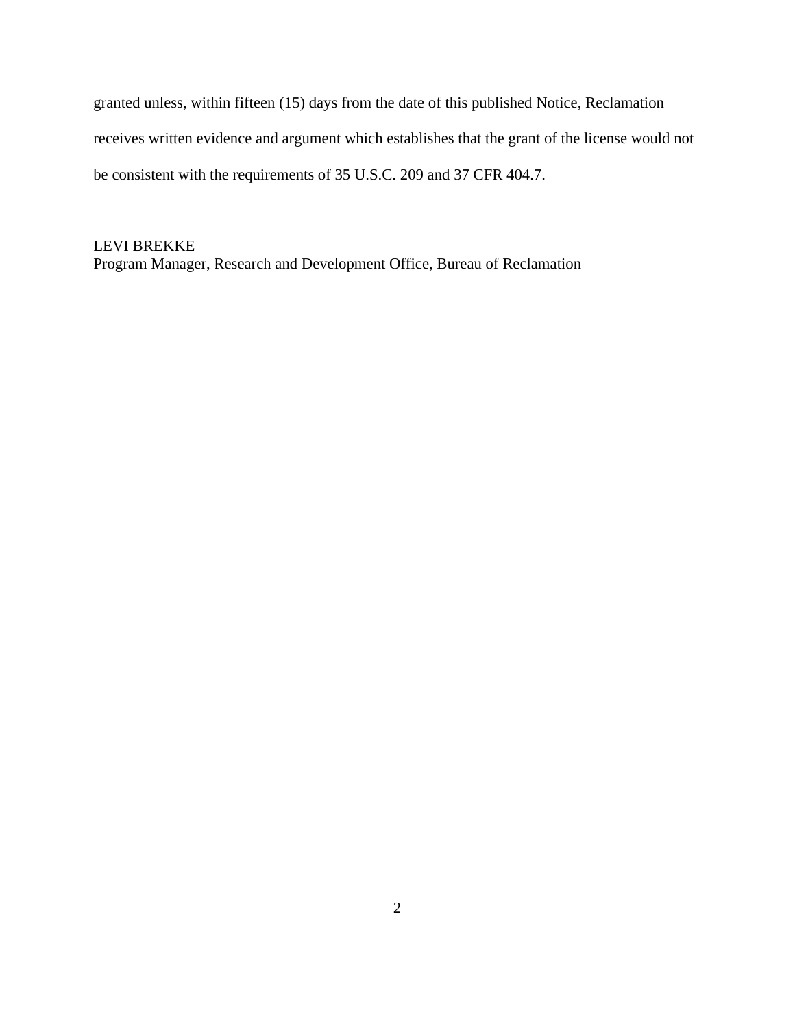granted unless, within fifteen (15) days from the date of this published Notice, Reclamation receives written evidence and argument which establishes that the grant of the license would not be consistent with the requirements of 35 U.S.C. 209 and 37 CFR 404.7.

LEVI BREKKE
Program Manager, Research and Development Office, Bureau of Reclamation